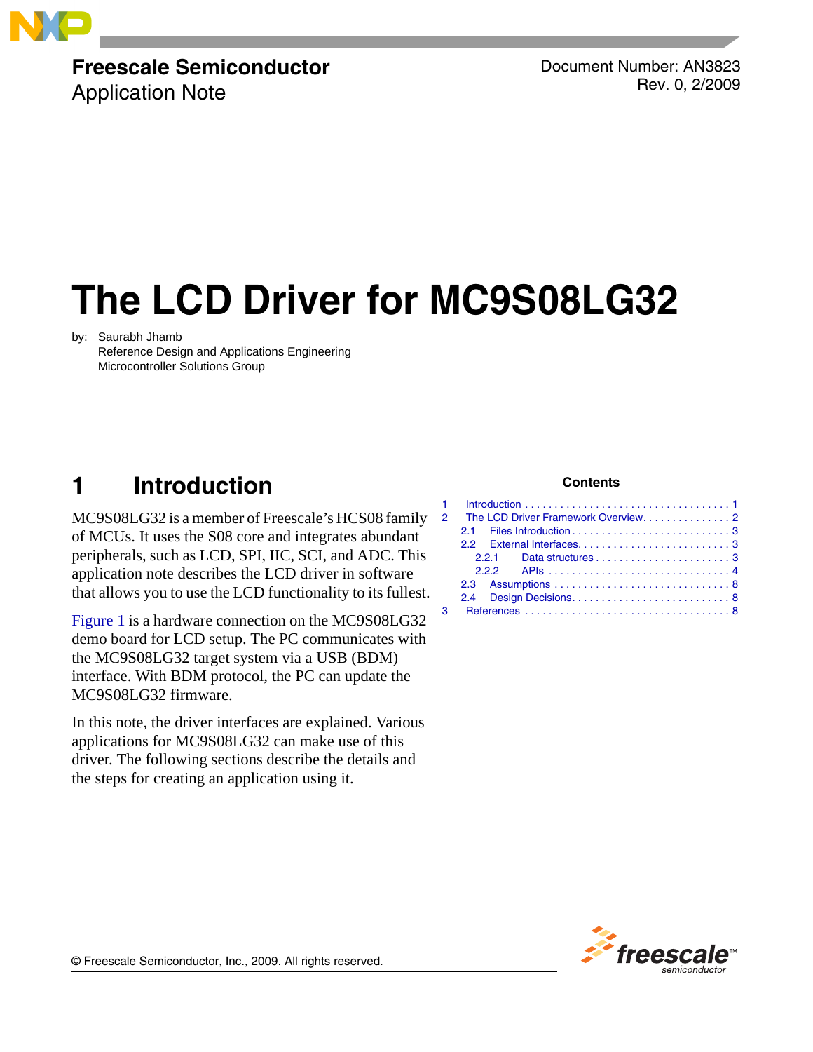Freescale Semiconductor
Application Note

Document Number: AN3823
Rev. 0, 2/2009

# The LCD Driver for MC9S08LG32

by: Saurabh Jhamb
Reference Design and Applications Engineering
Microcontroller Solutions Group

**Contents**

1 Introduction . . . . . . . . . . . . . . . . . . . . . . . . . . . . . . . . . . . 1
2 The LCD Driver Framework Overview. . . . . . . . . . . . . . . 2
2.1 Files Introduction . . . . . . . . . . . . . . . . . . . . . . . . . . . 3
2.2 External Interfaces. . . . . . . . . . . . . . . . . . . . . . . . . . 3
2.2.1 Data structures . . . . . . . . . . . . . . . . . . . . . . . . 3
2.2.2 APIs . . . . . . . . . . . . . . . . . . . . . . . . . . . . . . . . 4
2.3 Assumptions . . . . . . . . . . . . . . . . . . . . . . . . . . . . . . 8
2.4 Design Decisions. . . . . . . . . . . . . . . . . . . . . . . . . . . 8
3 References . . . . . . . . . . . . . . . . . . . . . . . . . . . . . . . . . . . 8

## 1 Introduction

MC9S08LG32 is a member of Freescale's HCS08 family of MCUs. It uses the S08 core and integrates abundant peripherals, such as LCD, SPI, IIC, SCI, and ADC. This application note describes the LCD driver in software that allows you to use the LCD functionality to its fullest.

Figure 1 is a hardware connection on the MC9S08LG32 demo board for LCD setup. The PC communicates with the MC9S08LG32 target system via a USB (BDM) interface. With BDM protocol, the PC can update the MC9S08LG32 firmware.

In this note, the driver interfaces are explained. Various applications for MC9S08LG32 can make use of this driver. The following sections describe the details and the steps for creating an application using it.

© Freescale Semiconductor, Inc., 2009. All rights reserved.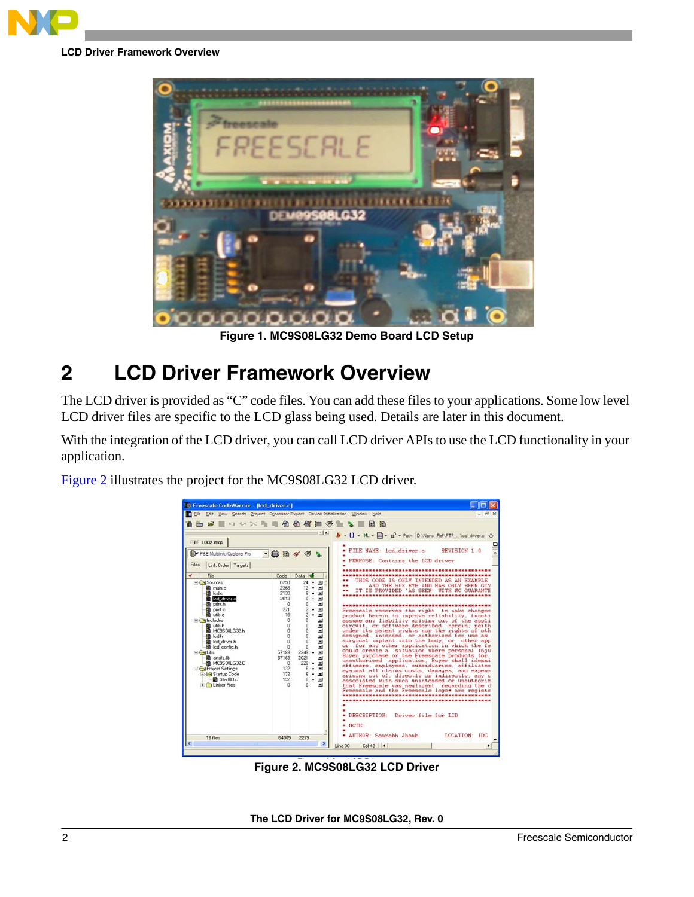Figure 1. MC9S08LG32 Demo Board LCD Setup

## 2 LCD Driver Framework Overview

The LCD driver is provided as “C” code files. You can add these files to your applications. Some low level LCD driver files are specific to the LCD glass being used. Details are later in this document.

With the integration of the LCD driver, you can call LCD driver APIs to use the LCD functionality in your application.

Figure 2 illustrates the project for the MC9S08LG32 LCD driver.

Figure 2. MC9S08LG32 LCD Driver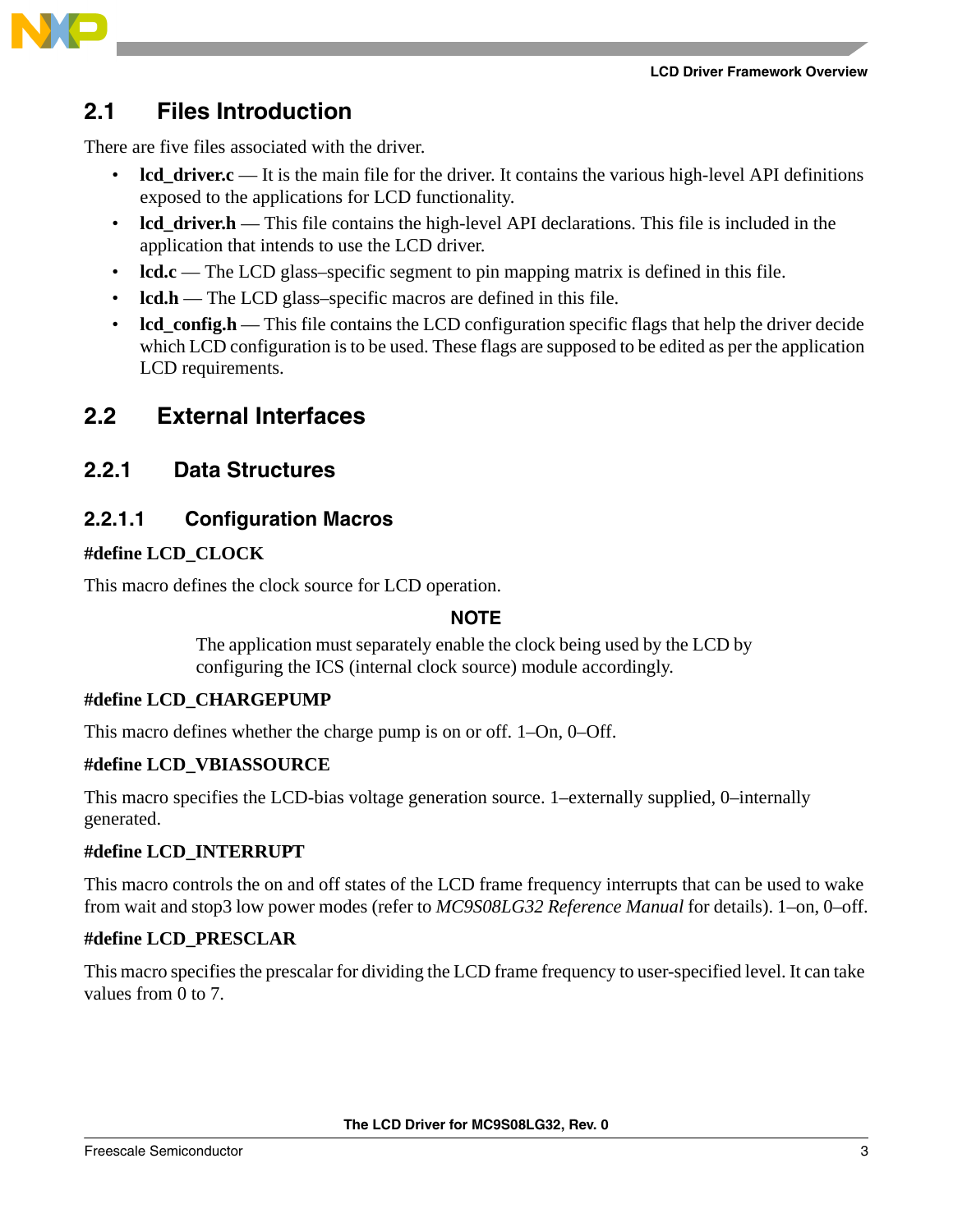## 2.1 Files Introduction

There are five files associated with the driver.

- **lcd_driver.c** — It is the main file for the driver. It contains the various high-level API definitions exposed to the applications for LCD functionality.
- **lcd_driver.h** — This file contains the high-level API declarations. This file is included in the application that intends to use the LCD driver.
- **lcd.c** — The LCD glass–specific segment to pin mapping matrix is defined in this file.
- **lcd.h** — The LCD glass–specific macros are defined in this file.
- **lcd_config.h** — This file contains the LCD configuration specific flags that help the driver decide which LCD configuration is to be used. These flags are supposed to be edited as per the application LCD requirements.

## 2.2 External Interfaces

### 2.2.1 Data Structures

#### 2.2.1.1 Configuration Macros

**#define LCD_CLOCK**

This macro defines the clock source for LCD operation.

**NOTE**

The application must separately enable the clock being used by the LCD by configuring the ICS (internal clock source) module accordingly.

**#define LCD_CHARGEPUMP**

This macro defines whether the charge pump is on or off. 1–On, 0–Off.

**#define LCD_VBIASSOURCE**

This macro specifies the LCD-bias voltage generation source. 1–externally supplied, 0–internally generated.

**#define LCD_INTERRUPT**

This macro controls the on and off states of the LCD frame frequency interrupts that can be used to wake from wait and stop3 low power modes (refer to *MC9S08LG32 Reference Manual* for details). 1–on, 0–off.

**#define LCD_PRESCLAR**

This macro specifies the prescalar for dividing the LCD frame frequency to user-specified level. It can take values from 0 to 7.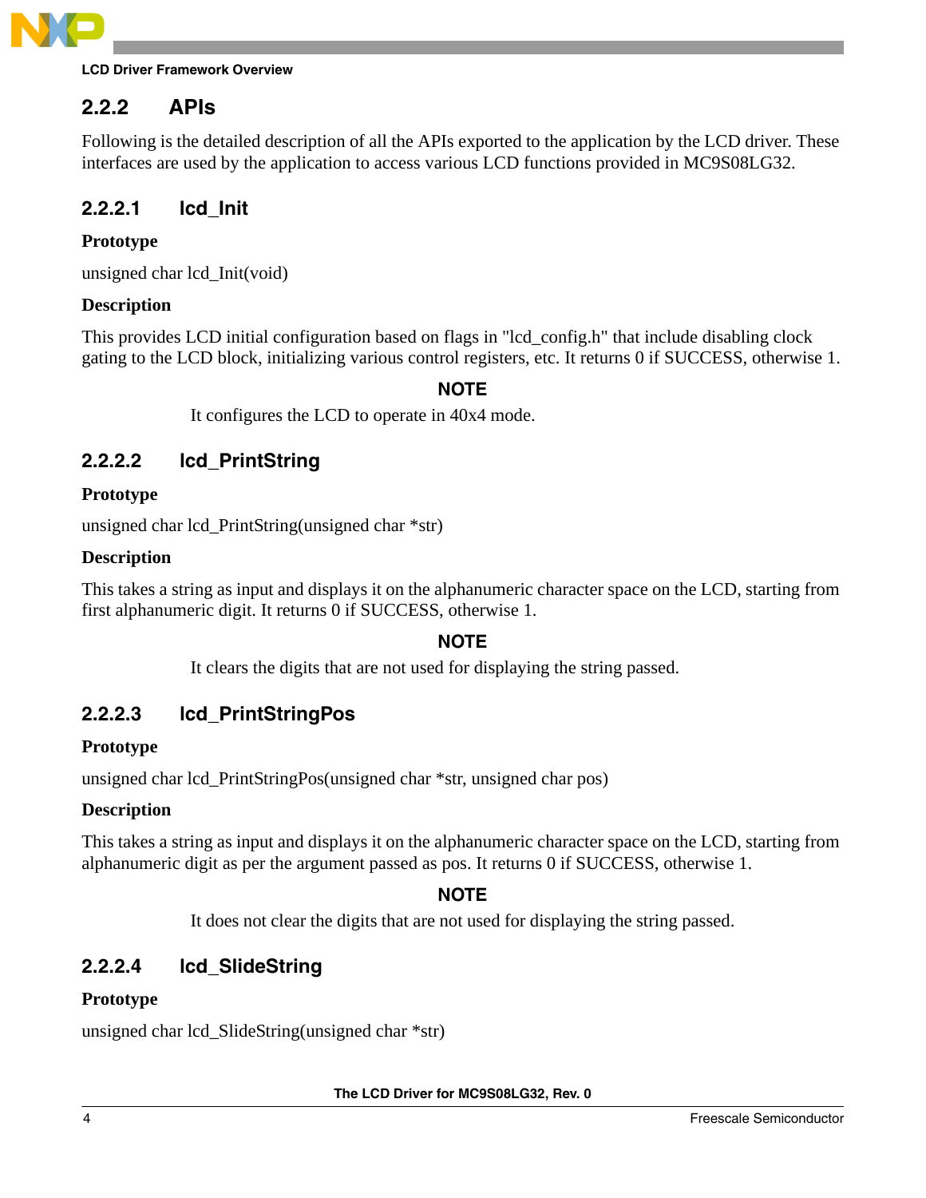### 2.2.2 APIs

Following is the detailed description of all the APIs exported to the application by the LCD driver. These interfaces are used by the application to access various LCD functions provided in MC9S08LG32.

#### 2.2.2.1 lcd_Init

**Prototype**

unsigned char lcd_Init(void)

**Description**

This provides LCD initial configuration based on flags in "lcd_config.h" that include disabling clock gating to the LCD block, initializing various control registers, etc. It returns 0 if SUCCESS, otherwise 1.

> **NOTE**
>
> It configures the LCD to operate in 40x4 mode.

#### 2.2.2.2 lcd_PrintString

**Prototype**

unsigned char lcd_PrintString(unsigned char *str)

**Description**

This takes a string as input and displays it on the alphanumeric character space on the LCD, starting from first alphanumeric digit. It returns 0 if SUCCESS, otherwise 1.

> **NOTE**
>
> It clears the digits that are not used for displaying the string passed.

#### 2.2.2.3 lcd_PrintStringPos

**Prototype**

unsigned char lcd_PrintStringPos(unsigned char *str, unsigned char pos)

**Description**

This takes a string as input and displays it on the alphanumeric character space on the LCD, starting from alphanumeric digit as per the argument passed as pos. It returns 0 if SUCCESS, otherwise 1.

> **NOTE**
>
> It does not clear the digits that are not used for displaying the string passed.

#### 2.2.2.4 lcd_SlideString

**Prototype**

unsigned char lcd_SlideString(unsigned char *str)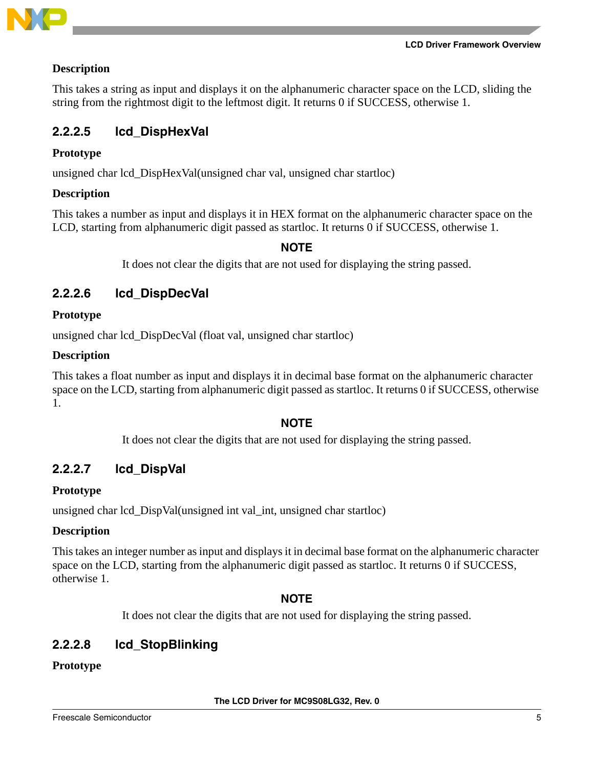**Description**

This takes a string as input and displays it on the alphanumeric character space on the LCD, sliding the string from the rightmost digit to the leftmost digit. It returns 0 if SUCCESS, otherwise 1.

### 2.2.2.5 lcd_DispHexVal

**Prototype**

unsigned char lcd_DispHexVal(unsigned char val, unsigned char startloc)

**Description**

This takes a number as input and displays it in HEX format on the alphanumeric character space on the LCD, starting from alphanumeric digit passed as startloc. It returns 0 if SUCCESS, otherwise 1.

**NOTE**

It does not clear the digits that are not used for displaying the string passed.

### 2.2.2.6 lcd_DispDecVal

**Prototype**

unsigned char lcd_DispDecVal (float val, unsigned char startloc)

**Description**

This takes a float number as input and displays it in decimal base format on the alphanumeric character space on the LCD, starting from alphanumeric digit passed as startloc. It returns 0 if SUCCESS, otherwise 1.

**NOTE**

It does not clear the digits that are not used for displaying the string passed.

### 2.2.2.7 lcd_DispVal

**Prototype**

unsigned char lcd_DispVal(unsigned int val_int, unsigned char startloc)

**Description**

This takes an integer number as input and displays it in decimal base format on the alphanumeric character space on the LCD, starting from the alphanumeric digit passed as startloc. It returns 0 if SUCCESS, otherwise 1.

**NOTE**

It does not clear the digits that are not used for displaying the string passed.

### 2.2.2.8 lcd_StopBlinking

**Prototype**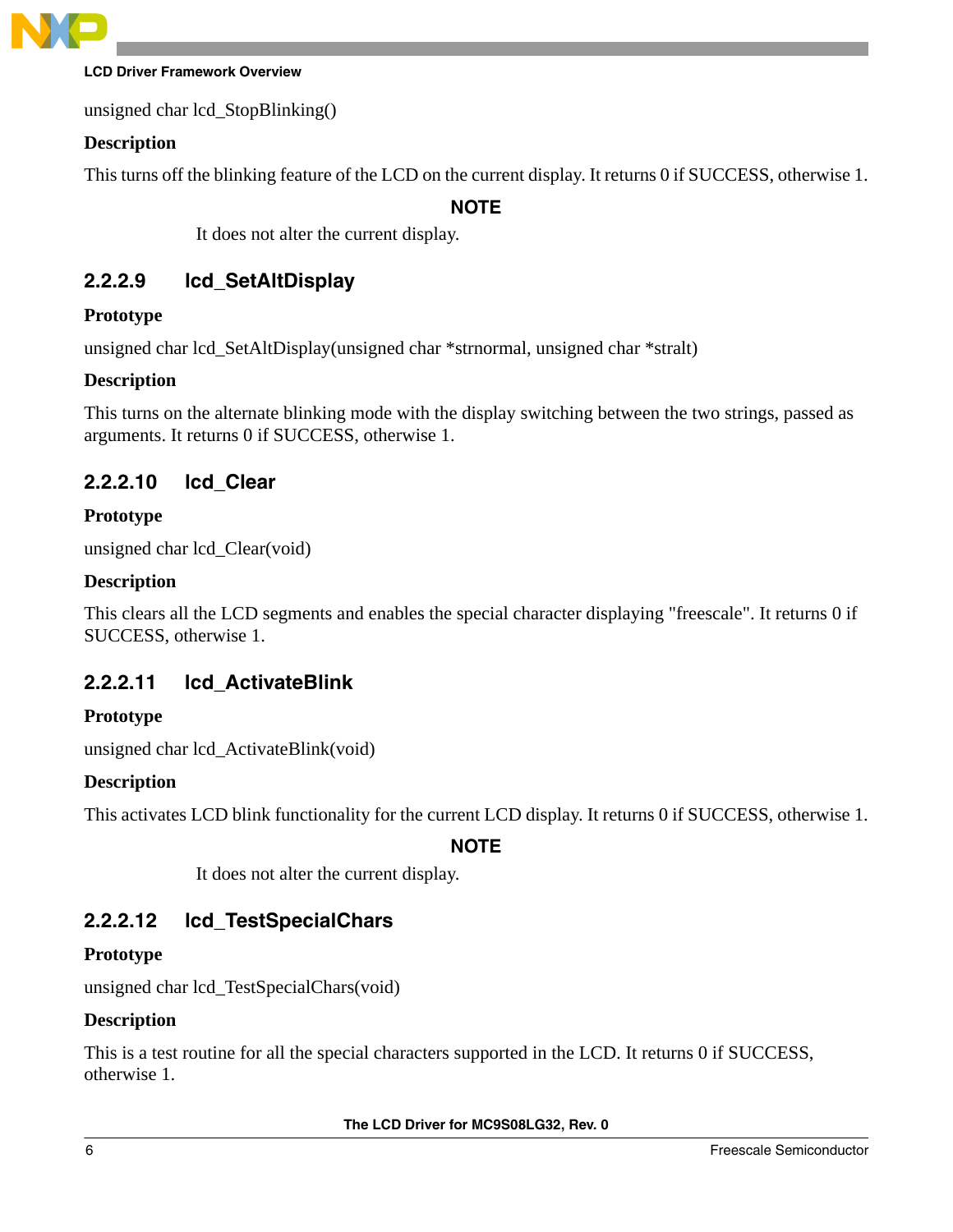unsigned char lcd_StopBlinking()

**Description**

This turns off the blinking feature of the LCD on the current display. It returns 0 if SUCCESS, otherwise 1.

**NOTE**

It does not alter the current display.

#### 2.2.2.9 lcd_SetAltDisplay

**Prototype**

unsigned char lcd_SetAltDisplay(unsigned char *strnormal, unsigned char *stralt)

**Description**

This turns on the alternate blinking mode with the display switching between the two strings, passed as arguments. It returns 0 if SUCCESS, otherwise 1.

#### 2.2.2.10 lcd_Clear

**Prototype**

unsigned char lcd_Clear(void)

**Description**

This clears all the LCD segments and enables the special character displaying "freescale". It returns 0 if SUCCESS, otherwise 1.

#### 2.2.2.11 lcd_ActivateBlink

**Prototype**

unsigned char lcd_ActivateBlink(void)

**Description**

This activates LCD blink functionality for the current LCD display. It returns 0 if SUCCESS, otherwise 1.

**NOTE**

It does not alter the current display.

#### 2.2.2.12 lcd_TestSpecialChars

**Prototype**

unsigned char lcd_TestSpecialChars(void)

**Description**

This is a test routine for all the special characters supported in the LCD. It returns 0 if SUCCESS, otherwise 1.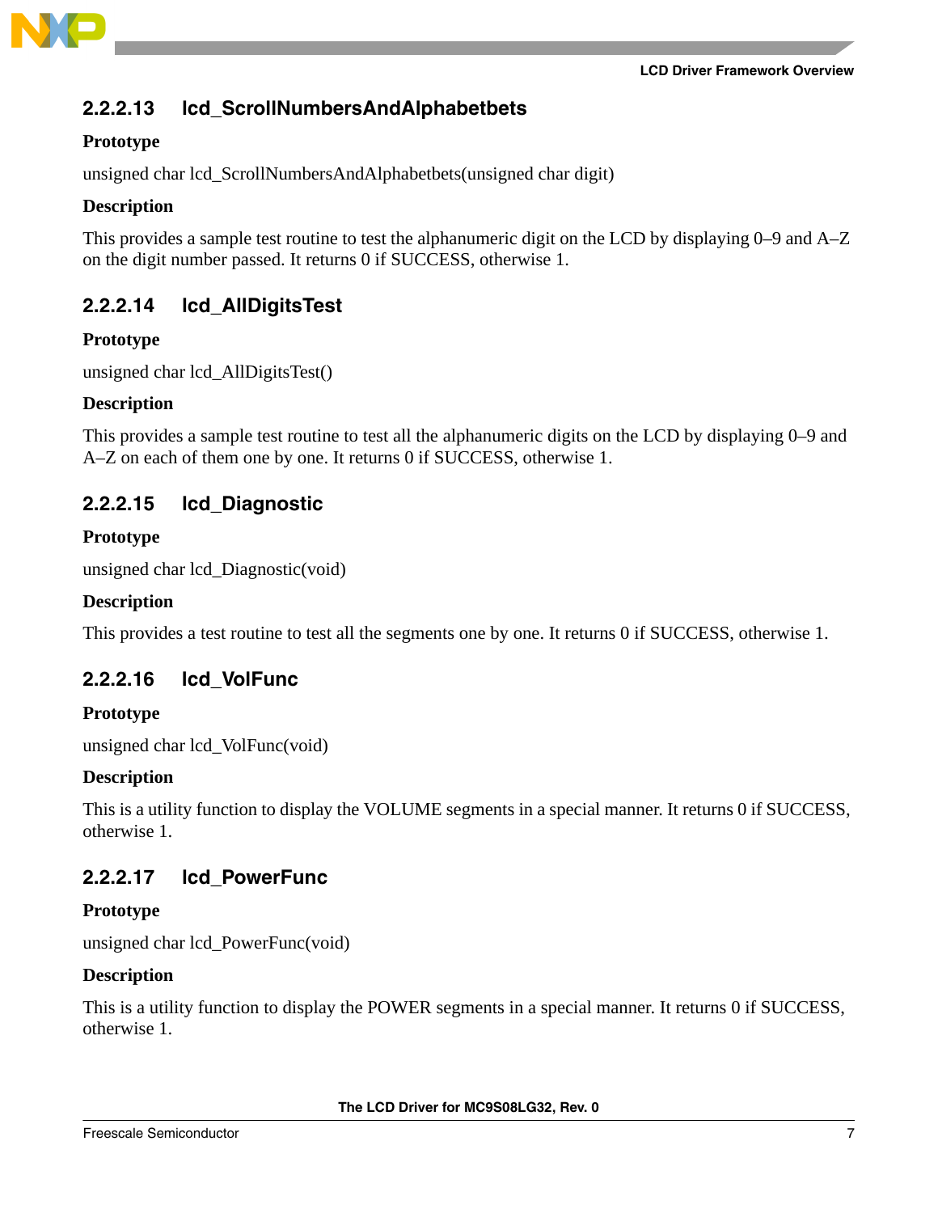#### 2.2.2.13 lcd_ScrollNumbersAndAlphabetbets

**Prototype**

unsigned char lcd_ScrollNumbersAndAlphabetbets(unsigned char digit)

**Description**

This provides a sample test routine to test the alphanumeric digit on the LCD by displaying 0–9 and A–Z on the digit number passed. It returns 0 if SUCCESS, otherwise 1.

#### 2.2.2.14 lcd_AllDigitsTest

**Prototype**

unsigned char lcd_AllDigitsTest()

**Description**

This provides a sample test routine to test all the alphanumeric digits on the LCD by displaying 0–9 and A–Z on each of them one by one. It returns 0 if SUCCESS, otherwise 1.

#### 2.2.2.15 lcd_Diagnostic

**Prototype**

unsigned char lcd_Diagnostic(void)

**Description**

This provides a test routine to test all the segments one by one. It returns 0 if SUCCESS, otherwise 1.

#### 2.2.2.16 lcd_VolFunc

**Prototype**

unsigned char lcd_VolFunc(void)

**Description**

This is a utility function to display the VOLUME segments in a special manner. It returns 0 if SUCCESS, otherwise 1.

#### 2.2.2.17 lcd_PowerFunc

**Prototype**

unsigned char lcd_PowerFunc(void)

**Description**

This is a utility function to display the POWER segments in a special manner. It returns 0 if SUCCESS, otherwise 1.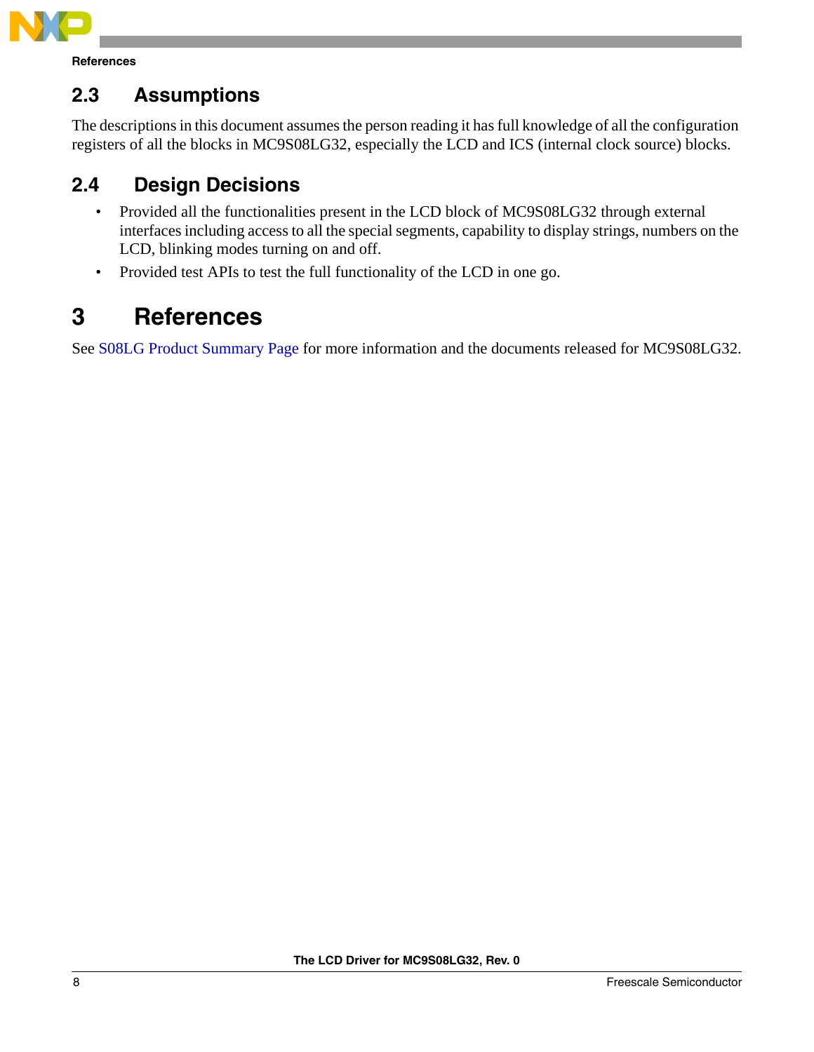## 2.3 Assumptions

The descriptions in this document assumes the person reading it has full knowledge of all the configuration registers of all the blocks in MC9S08LG32, especially the LCD and ICS (internal clock source) blocks.

## 2.4 Design Decisions

- Provided all the functionalities present in the LCD block of MC9S08LG32 through external interfaces including access to all the special segments, capability to display strings, numbers on the LCD, blinking modes turning on and off.
- Provided test APIs to test the full functionality of the LCD in one go.

# 3 References

See S08LG Product Summary Page for more information and the documents released for MC9S08LG32.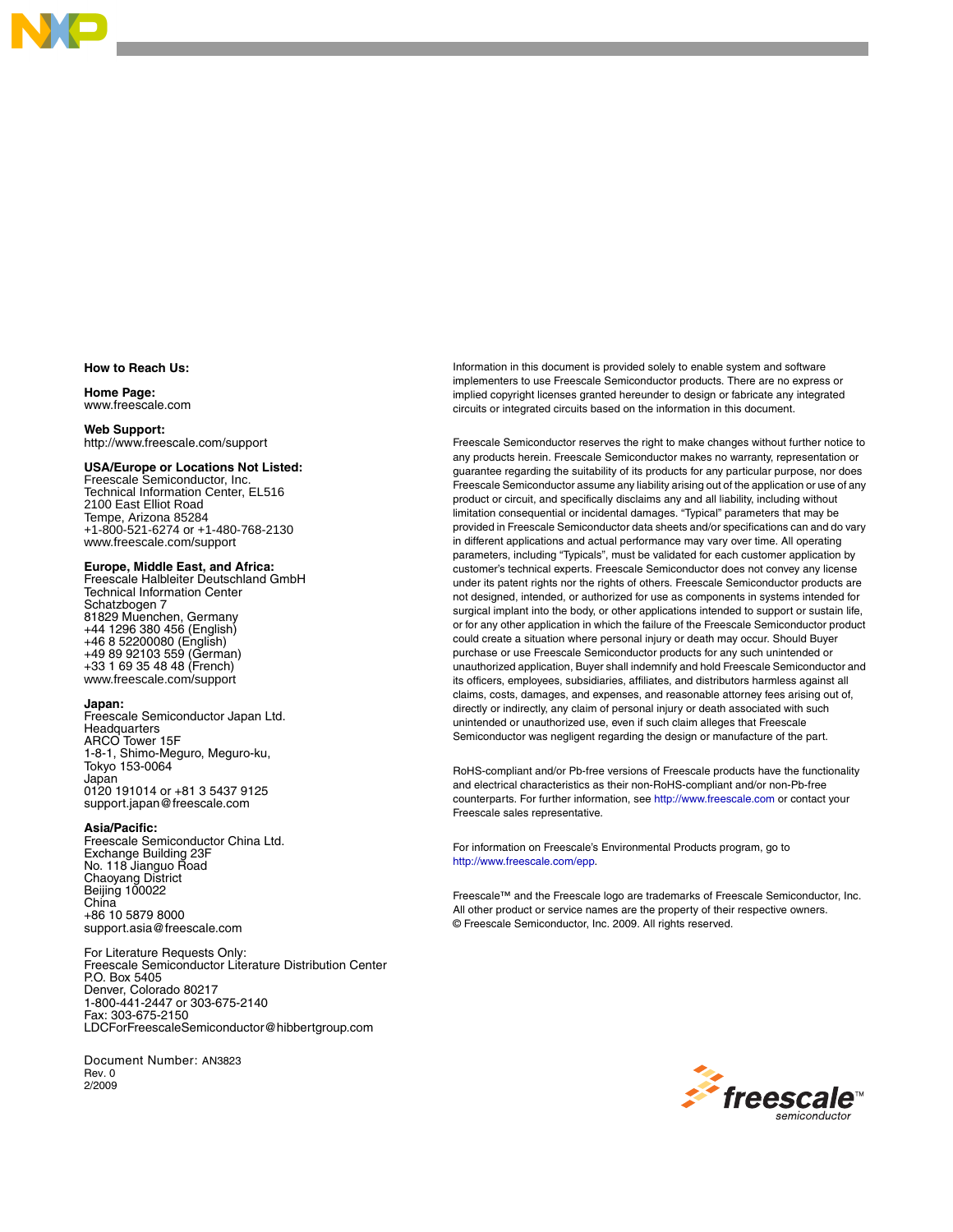**How to Reach Us:**

**Home Page:**
www.freescale.com

**Web Support:**
http://www.freescale.com/support

**USA/Europe or Locations Not Listed:**
Freescale Semiconductor, Inc.
Technical Information Center, EL516
2100 East Elliot Road
Tempe, Arizona 85284
+1-800-521-6274 or +1-480-768-2130
www.freescale.com/support

**Europe, Middle East, and Africa:**
Freescale Halbleiter Deutschland GmbH
Technical Information Center
Schatzbogen 7
81829 Muenchen, Germany
+44 1296 380 456 (English)
+46 8 52200080 (English)
+49 89 92103 559 (German)
+33 1 69 35 48 48 (French)
www.freescale.com/support

**Japan:**
Freescale Semiconductor Japan Ltd.
Headquarters
ARCO Tower 15F
1-8-1, Shimo-Meguro, Meguro-ku,
Tokyo 153-0064
Japan
0120 191014 or +81 3 5437 9125
support.japan@freescale.com

**Asia/Pacific:**
Freescale Semiconductor China Ltd.
Exchange Building 23F
No. 118 Jianguo Road
Chaoyang District
Beijing 100022
China
+86 10 5879 8000
support.asia@freescale.com

For Literature Requests Only:
Freescale Semiconductor Literature Distribution Center
P.O. Box 5405
Denver, Colorado 80217
1-800-441-2447 or 303-675-2140
Fax: 303-675-2150
LDCForFreescaleSemiconductor@hibbertgroup.com

Document Number: AN3823
Rev. 0
2/2009

Information in this document is provided solely to enable system and software implementers to use Freescale Semiconductor products. There are no express or implied copyright licenses granted hereunder to design or fabricate any integrated circuits or integrated circuits based on the information in this document.

Freescale Semiconductor reserves the right to make changes without further notice to any products herein. Freescale Semiconductor makes no warranty, representation or guarantee regarding the suitability of its products for any particular purpose, nor does Freescale Semiconductor assume any liability arising out of the application or use of any product or circuit, and specifically disclaims any and all liability, including without limitation consequential or incidental damages. "Typical" parameters that may be provided in Freescale Semiconductor data sheets and/or specifications can and do vary in different applications and actual performance may vary over time. All operating parameters, including "Typicals", must be validated for each customer application by customer's technical experts. Freescale Semiconductor does not convey any license under its patent rights nor the rights of others. Freescale Semiconductor products are not designed, intended, or authorized for use as components in systems intended for surgical implant into the body, or other applications intended to support or sustain life, or for any other application in which the failure of the Freescale Semiconductor product could create a situation where personal injury or death may occur. Should Buyer purchase or use Freescale Semiconductor products for any such unintended or unauthorized application, Buyer shall indemnify and hold Freescale Semiconductor and its officers, employees, subsidiaries, affiliates, and distributors harmless against all claims, costs, damages, and expenses, and reasonable attorney fees arising out of, directly or indirectly, any claim of personal injury or death associated with such unintended or unauthorized use, even if such claim alleges that Freescale Semiconductor was negligent regarding the design or manufacture of the part.

RoHS-compliant and/or Pb-free versions of Freescale products have the functionality and electrical characteristics as their non-RoHS-compliant and/or non-Pb-free counterparts. For further information, see http://www.freescale.com or contact your Freescale sales representative.

For information on Freescale's Environmental Products program, go to http://www.freescale.com/epp.

Freescale™ and the Freescale logo are trademarks of Freescale Semiconductor, Inc. All other product or service names are the property of their respective owners.
© Freescale Semiconductor, Inc. 2009. All rights reserved.